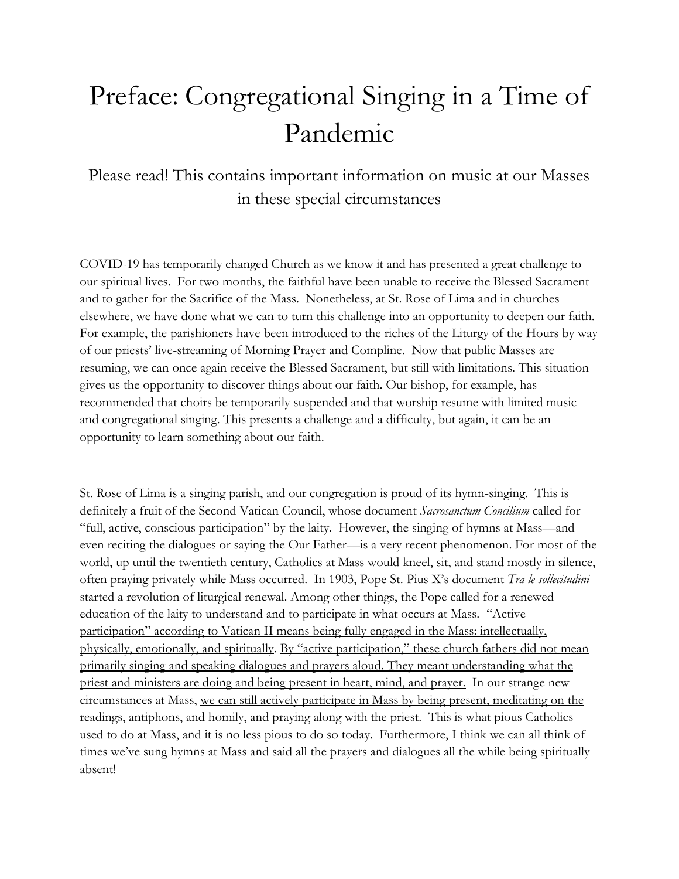# Preface: Congregational Singing in a Time of Pandemic

## Please read! This contains important information on music at our Masses in these special circumstances

COVID-19 has temporarily changed Church as we know it and has presented a great challenge to our spiritual lives. For two months, the faithful have been unable to receive the Blessed Sacrament and to gather for the Sacrifice of the Mass. Nonetheless, at St. Rose of Lima and in churches elsewhere, we have done what we can to turn this challenge into an opportunity to deepen our faith. For example, the parishioners have been introduced to the riches of the Liturgy of the Hours by way of our priests' live-streaming of Morning Prayer and Compline. Now that public Masses are resuming, we can once again receive the Blessed Sacrament, but still with limitations. This situation gives us the opportunity to discover things about our faith. Our bishop, for example, has recommended that choirs be temporarily suspended and that worship resume with limited music and congregational singing. This presents a challenge and a difficulty, but again, it can be an opportunity to learn something about our faith.

St. Rose of Lima is a singing parish, and our congregation is proud of its hymn-singing. This is definitely a fruit of the Second Vatican Council, whose document *Sacrosanctum Concilium* called for "full, active, conscious participation" by the laity. However, the singing of hymns at Mass—and even reciting the dialogues or saying the Our Father—is a very recent phenomenon. For most of the world, up until the twentieth century, Catholics at Mass would kneel, sit, and stand mostly in silence, often praying privately while Mass occurred. In 1903, Pope St. Pius X's document *Tra le sollecitudini* started a revolution of liturgical renewal. Among other things, the Pope called for a renewed education of the laity to understand and to participate in what occurs at Mass. <u>"Active participation" according to Vatican II means being fully engaged in the Mass: intellectually, physically, emotionally, and spiritually</u>. <u>By "active participation," these church fathers did not mean primarily singing and speaking dialogues and prayers aloud. They meant understanding what the priest and ministers are doing and being present in heart, mind, and prayer.</u> In our strange new circumstances at Mass, <u>we can still actively participate in Mass by being present, meditating on the readings, antiphons, and homily, and praying along with the priest.</u> This is what pious Catholics used to do at Mass, and it is no less pious to do so today. Furthermore, I think we can all think of times we've sung hymns at Mass and said all the prayers and dialogues all the while being spiritually absent!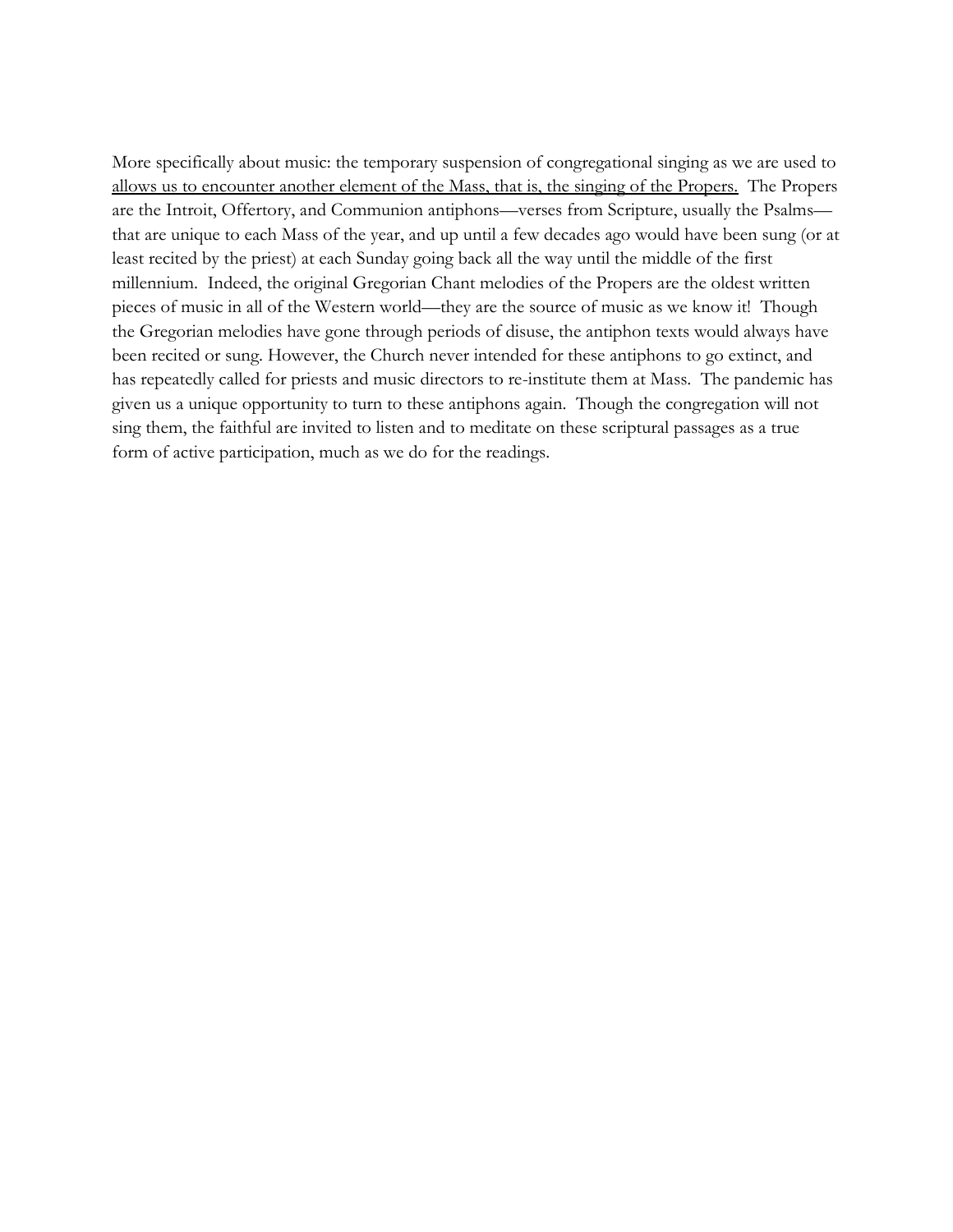More specifically about music: the temporary suspension of congregational singing as we are used to <u>allows us to encounter another element of the Mass, that is, the singing of the Propers.</u> The Propers are the Introit, Offertory, and Communion antiphons—verses from Scripture, usually the Psalms—that are unique to each Mass of the year, and up until a few decades ago would have been sung (or at least recited by the priest) at each Sunday going back all the way until the middle of the first millennium. Indeed, the original Gregorian Chant melodies of the Propers are the oldest written pieces of music in all of the Western world—they are the source of music as we know it! Though the Gregorian melodies have gone through periods of disuse, the antiphon texts would always have been recited or sung. However, the Church never intended for these antiphons to go extinct, and has repeatedly called for priests and music directors to re-institute them at Mass. The pandemic has given us a unique opportunity to turn to these antiphons again. Though the congregation will not sing them, the faithful are invited to listen and to meditate on these scriptural passages as a true form of active participation, much as we do for the readings.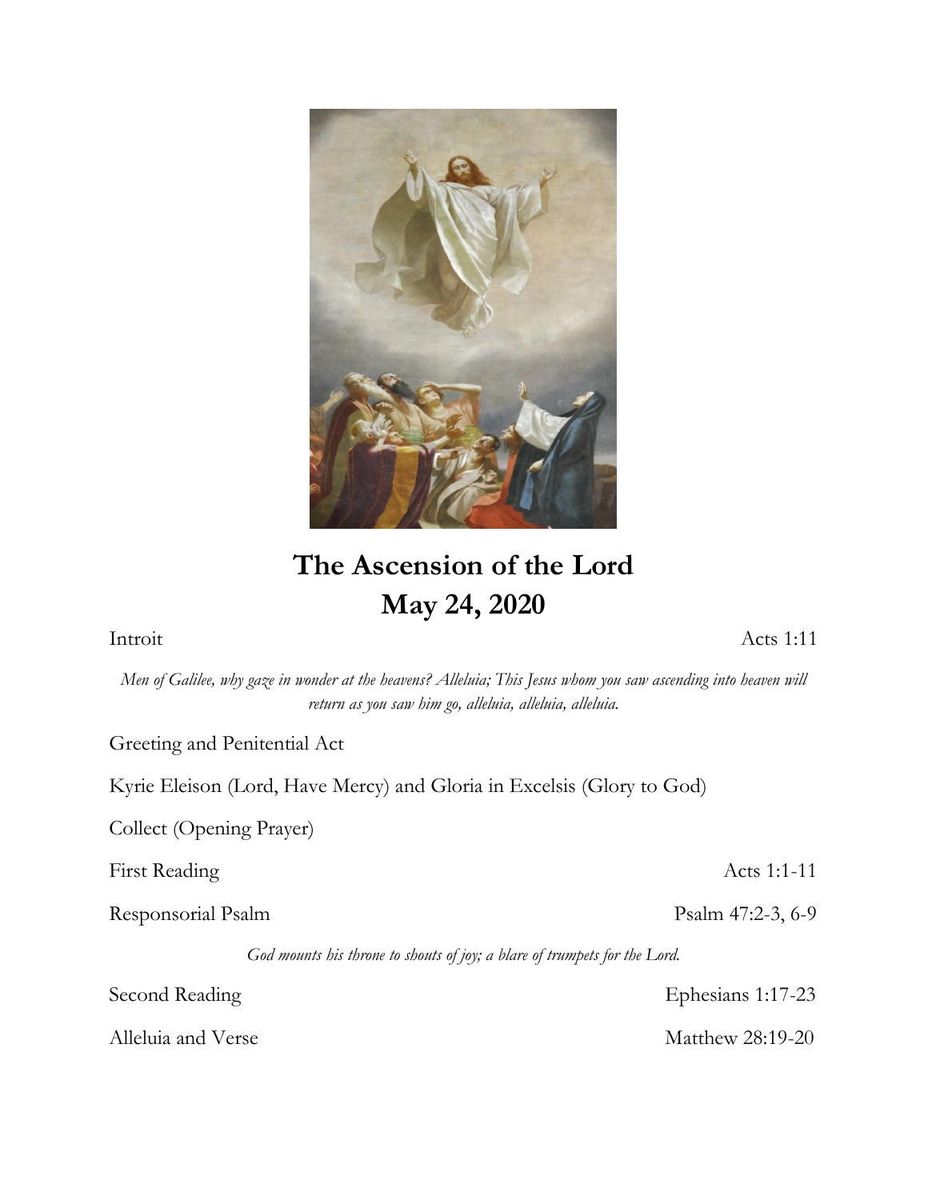# The Ascension of the Lord
## May 24, 2020

Introit Acts 1:11

*Men of Galilee, why gaze in wonder at the heavens? Alleluia; This Jesus whom you saw ascending into heaven will return as you saw him go, alleluia, alleluia, alleluia.*

Greeting and Penitential Act

Kyrie Eleison (Lord, Have Mercy) and Gloria in Excelsis (Glory to God)

Collect (Opening Prayer)

First Reading Acts 1:1-11

Responsorial Psalm Psalm 47:2-3, 6-9

*God mounts his throne to shouts of joy; a blare of trumpets for the Lord.*

Second Reading Ephesians 1:17-23

Alleluia and Verse Matthew 28:19-20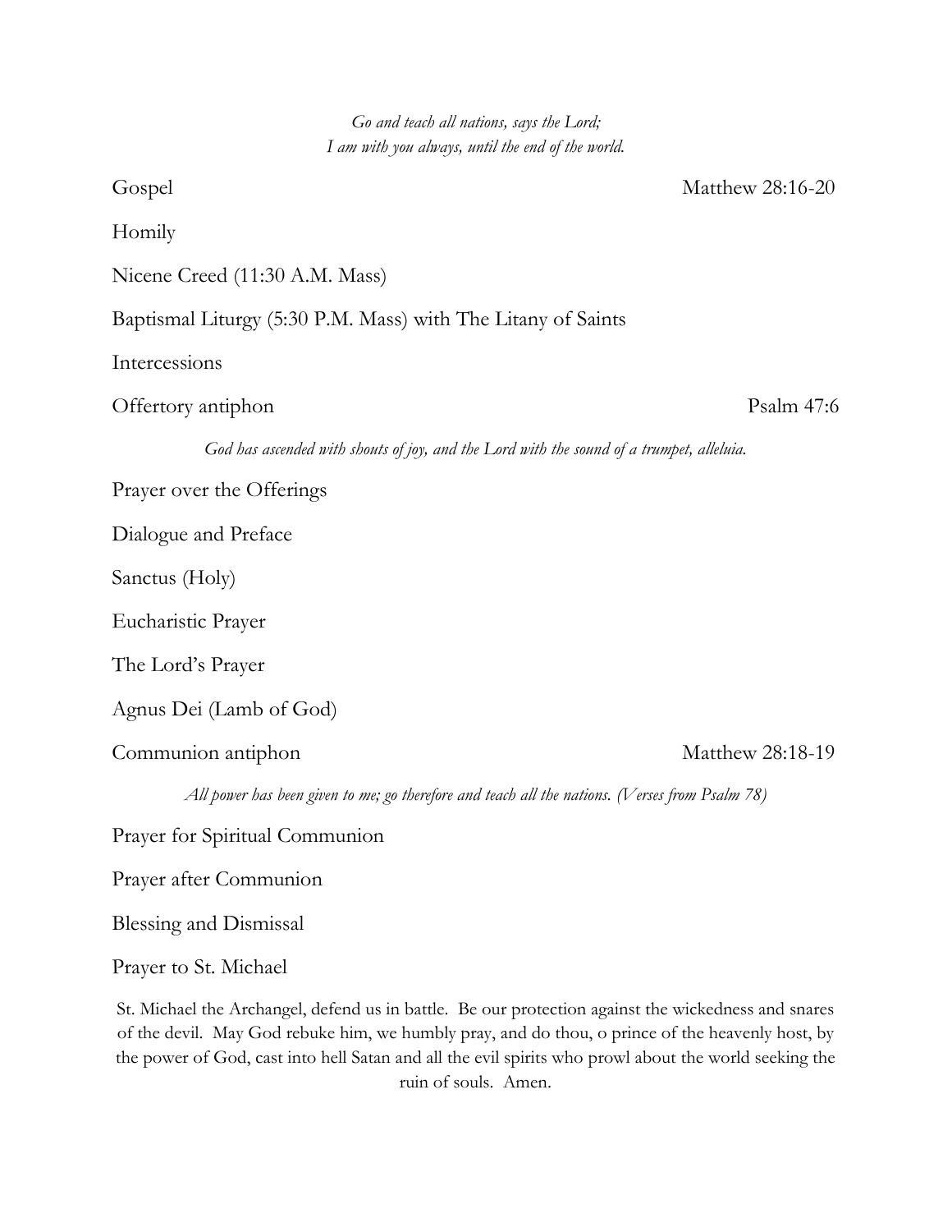*Go and teach all nations, says the Lord;*
*I am with you always, until the end of the world.*

Gospel Matthew 28:16-20

Homily

Nicene Creed (11:30 A.M. Mass)

Baptismal Liturgy (5:30 P.M. Mass) with The Litany of Saints

Intercessions

Offertory antiphon Psalm 47:6

*God has ascended with shouts of joy, and the Lord with the sound of a trumpet, alleluia.*

Prayer over the Offerings

Dialogue and Preface

Sanctus (Holy)

Eucharistic Prayer

The Lord's Prayer

Agnus Dei (Lamb of God)

Communion antiphon Matthew 28:18-19

*All power has been given to me; go therefore and teach all the nations. (Verses from Psalm 78)*

Prayer for Spiritual Communion

Prayer after Communion

Blessing and Dismissal

Prayer to St. Michael

St. Michael the Archangel, defend us in battle. Be our protection against the wickedness and snares of the devil. May God rebuke him, we humbly pray, and do thou, o prince of the heavenly host, by the power of God, cast into hell Satan and all the evil spirits who prowl about the world seeking the ruin of souls. Amen.